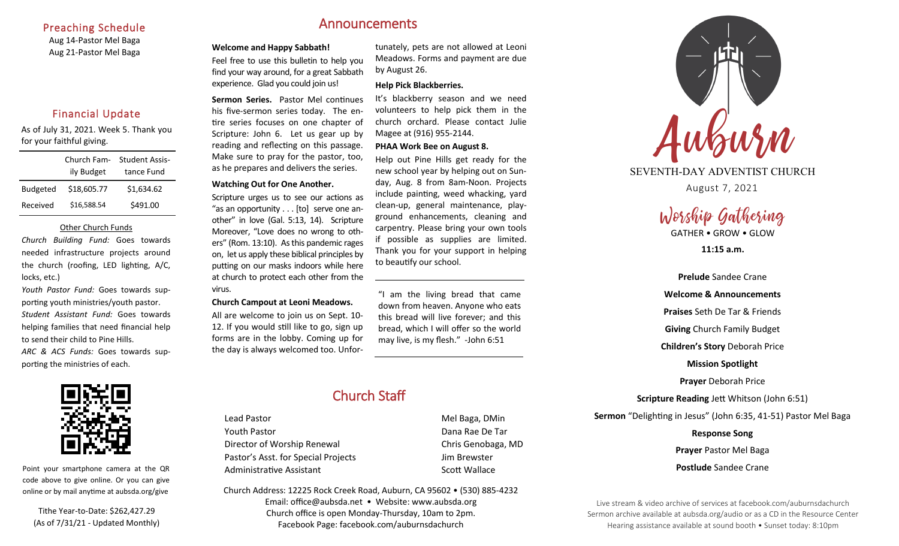## Preaching Schedule

Aug 14-Pastor Mel Baga
Aug 21-Pastor Mel Baga

## Financial Update

As of July 31, 2021. Week 5. Thank you for your faithful giving.

| | Church Family Budget | Student Assistance Fund |
|---|---|---|
| Budgeted | $18,605.77 | $1,634.62 |
| Received | $16,588.54 | $491.00 |

### Other Church Funds

*Church Building Fund:* Goes towards needed infrastructure projects around the church (roofing, LED lighting, A/C, locks, etc.)

*Youth Pastor Fund:* Goes towards supporting youth ministries/youth pastor.

*Student Assistant Fund:* Goes towards helping families that need financial help to send their child to Pine Hills.

*ARC & ACS Funds:* Goes towards supporting the ministries of each.

Point your smartphone camera at the QR code above to give online. Or you can give online or by mail anytime at aubsda.org/give

Tithe Year-to-Date: $262,427.29
(As of 7/31/21 - Updated Monthly)

# Announcements

**Welcome and Happy Sabbath!**

Feel free to use this bulletin to help you find your way around, for a great Sabbath experience. Glad you could join us!

**Sermon Series.** Pastor Mel continues his five-sermon series today. The entire series focuses on one chapter of Scripture: John 6. Let us gear up by reading and reflecting on this passage. Make sure to pray for the pastor, too, as he prepares and delivers the series.

**Watching Out for One Another.**

Scripture urges us to see our actions as "as an opportunity . . . [to] serve one another" in love (Gal. 5:13, 14). Scripture Moreover, "Love does no wrong to others" (Rom. 13:10). As this pandemic rages on, let us apply these biblical principles by putting on our masks indoors while here at church to protect each other from the virus.

**Church Campout at Leoni Meadows.**

All are welcome to join us on Sept. 10-12. If you would still like to go, sign up forms are in the lobby. Coming up for the day is always welcomed too. Unfortunately, pets are not allowed at Leoni Meadows. Forms and payment are due by August 26.

**Help Pick Blackberries.**

It's blackberry season and we need volunteers to help pick them in the church orchard. Please contact Julie Magee at (916) 955-2144.

**PHAA Work Bee on August 8.**

Help out Pine Hills get ready for the new school year by helping out on Sunday, Aug. 8 from 8am-Noon. Projects include painting, weed whacking, yard clean-up, general maintenance, playground enhancements, cleaning and carpentry. Please bring your own tools if possible as supplies are limited. Thank you for your support in helping to beautify our school.

---

"I am the living bread that came down from heaven. Anyone who eats this bread will live forever; and this bread, which I will offer so the world may live, is my flesh." -John 6:51

---

## Church Staff

| | |
|---|---|
| Lead Pastor | Mel Baga, DMin |
| Youth Pastor | Dana Rae De Tar |
| Director of Worship Renewal | Chris Genobaga, MD |
| Pastor's Asst. for Special Projects | Jim Brewster |
| Administrative Assistant | Scott Wallace |

Church Address: 12225 Rock Creek Road, Auburn, CA 95602 • (530) 885-4232
Email: office@aubsda.net • Website: www.aubsda.org
Church office is open Monday-Thursday, 10am to 2pm.
Facebook Page: facebook.com/auburnsdachurch

# Auburn

SEVENTH-DAY ADVENTIST CHURCH

August 7, 2021

## Worship Gathering

GATHER • GROW • GLOW

**11:15 a.m.**

**Prelude** Sandee Crane

**Welcome & Announcements**

**Praises** Seth De Tar & Friends

**Giving** Church Family Budget

**Children's Story** Deborah Price

**Mission Spotlight**

**Prayer** Deborah Price

**Scripture Reading** Jett Whitson (John 6:51)

**Sermon** "Delighting in Jesus" (John 6:35, 41-51) Pastor Mel Baga

**Response Song**

**Prayer** Pastor Mel Baga

**Postlude** Sandee Crane

Live stream & video archive of services at facebook.com/auburnsdachurch
Sermon archive available at aubsda.org/audio or as a CD in the Resource Center
Hearing assistance available at sound booth • Sunset today: 8:10pm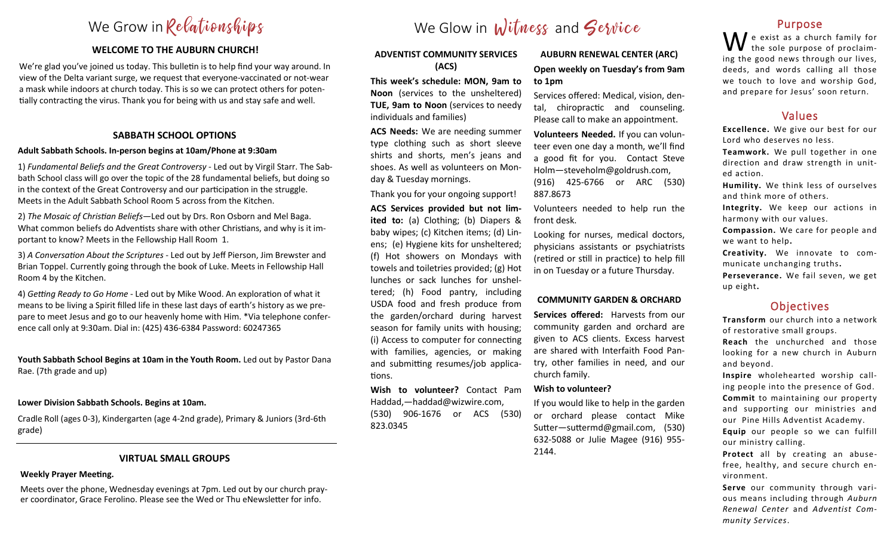# We Grow in Relationships

### WELCOME TO THE AUBURN CHURCH!

We're glad you've joined us today. This bulletin is to help find your way around. In view of the Delta variant surge, we request that everyone-vaccinated or not-wear a mask while indoors at church today. This is so we can protect others for potentially contracting the virus. Thank you for being with us and stay safe and well.

### SABBATH SCHOOL OPTIONS

**Adult Sabbath Schools. In-person begins at 10am/Phone at 9:30am**

1) *Fundamental Beliefs and the Great Controversy* - Led out by Virgil Starr. The Sabbath School class will go over the topic of the 28 fundamental beliefs, but doing so in the context of the Great Controversy and our participation in the struggle. Meets in the Adult Sabbath School Room 5 across from the Kitchen.

2) *The Mosaic of Christian Beliefs*—Led out by Drs. Ron Osborn and Mel Baga. What common beliefs do Adventists share with other Christians, and why is it important to know? Meets in the Fellowship Hall Room 1.

3) *A Conversation About the Scriptures* - Led out by Jeff Pierson, Jim Brewster and Brian Toppel. Currently going through the book of Luke. Meets in Fellowship Hall Room 4 by the Kitchen.

4) *Getting Ready to Go Home* - Led out by Mike Wood. An exploration of what it means to be living a Spirit filled life in these last days of earth's history as we prepare to meet Jesus and go to our heavenly home with Him. *Via telephone conference call only at 9:30am. Dial in: (425) 436-6384 Password: 60247365

**Youth Sabbath School Begins at 10am in the Youth Room.** Led out by Pastor Dana Rae. (7th grade and up)

**Lower Division Sabbath Schools. Begins at 10am.**

Cradle Roll (ages 0-3), Kindergarten (age 4-2nd grade), Primary & Juniors (3rd-6th grade)

### VIRTUAL SMALL GROUPS

**Weekly Prayer Meeting.**

Meets over the phone, Wednesday evenings at 7pm. Led out by our church prayer coordinator, Grace Ferolino. Please see the Wed or Thu eNewsletter for info.

# We Glow in Witness and Service

### ADVENTIST COMMUNITY SERVICES (ACS)

**This week's schedule: MON, 9am to Noon** (services to the unsheltered) **TUE, 9am to Noon** (services to needy individuals and families)

**ACS Needs:** We are needing summer type clothing such as short sleeve shirts and shorts, men's jeans and shoes. As well as volunteers on Monday & Tuesday mornings.

Thank you for your ongoing support!

**ACS Services provided but not limited to:** (a) Clothing; (b) Diapers & baby wipes; (c) Kitchen items; (d) Linens; (e) Hygiene kits for unsheltered; (f) Hot showers on Mondays with towels and toiletries provided; (g) Hot lunches or sack lunches for unsheltered; (h) Food pantry, including USDA food and fresh produce from the garden/orchard during harvest season for family units with housing; (i) Access to computer for connecting with families, agencies, or making and submitting resumes/job applications.

**Wish to volunteer?** Contact Pam Haddad,—haddad@wizwire.com, (530) 906-1676 or ACS (530) 823.0345

### AUBURN RENEWAL CENTER (ARC)

**Open weekly on Tuesday's from 9am to 1pm**

Services offered: Medical, vision, dental, chiropractic and counseling. Please call to make an appointment.

**Volunteers Needed.** If you can volunteer even one day a month, we'll find a good fit for you. Contact Steve Holm—steveholm@goldrush.com, (916) 425-6766 or ARC (530) 887.8673

Volunteers needed to help run the front desk.

Looking for nurses, medical doctors, physicians assistants or psychiatrists (retired or still in practice) to help fill in on Tuesday or a future Thursday.

### COMMUNITY GARDEN & ORCHARD

**Services offered:** Harvests from our community garden and orchard are given to ACS clients. Excess harvest are shared with Interfaith Food Pantry, other families in need, and our church family.

**Wish to volunteer?**

If you would like to help in the garden or orchard please contact Mike Sutter—suttermd@gmail.com, (530) 632-5088 or Julie Magee (916) 955-2144.

## Purpose

We exist as a church family for the sole purpose of proclaiming the good news through our lives, deeds, and words calling all those we touch to love and worship God, and prepare for Jesus' soon return.

## Values

**Excellence.** We give our best for our Lord who deserves no less.

**Teamwork.** We pull together in one direction and draw strength in united action.

**Humility.** We think less of ourselves and think more of others.

**Integrity.** We keep our actions in harmony with our values.

**Compassion.** We care for people and we want to help.

**Creativity.** We innovate to communicate unchanging truths.

**Perseverance.** We fail seven, we get up eight.

## Objectives

**Transform** our church into a network of restorative small groups.

**Reach** the unchurched and those looking for a new church in Auburn and beyond.

**Inspire** wholehearted worship calling people into the presence of God.

**Commit** to maintaining our property and supporting our ministries and our Pine Hills Adventist Academy.

**Equip** our people so we can fulfill our ministry calling.

**Protect** all by creating an abuse-free, healthy, and secure church environment.

**Serve** our community through various means including through *Auburn Renewal Center* and *Adventist Community Services*.